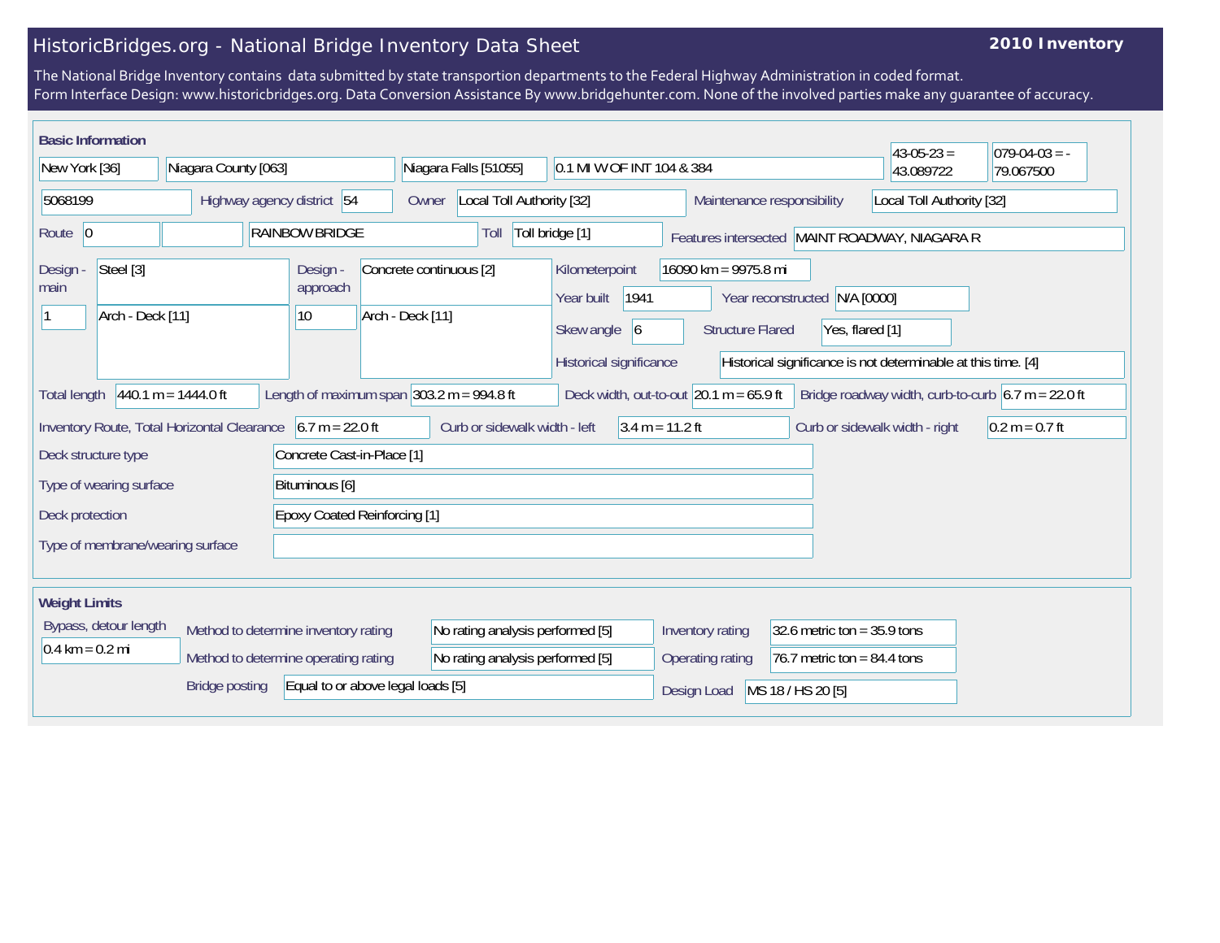# HistoricBridges.org - National Bridge Inventory Data Sheet

**2010 Inventory**

The National Bridge Inventory contains data submitted by state transportion departments to the Federal Highway Administration in coded format.
Form Interface Design: www.historicbridges.org. Data Conversion Assistance By www.bridgehunter.com. None of the involved parties make any guarantee of accuracy.

## Basic Information

| | |
|---|---|
| State | New York [36] |
| County | Niagara County [063] |
| Place | Niagara Falls [51055] |
| Location | 0.1 MI W OF INT 104 & 384 |
| Latitude | 43-05-23 = 43.089722 |
| Longitude | 079-04-03 = -79.067500 |
| Structure Number | 5068199 |
| Highway agency district | 54 |
| Owner | Local Toll Authority [32] |
| Maintenance responsibility | Local Toll Authority [32] |
| Route | 0 |
| Facility Carried | RAINBOW BRIDGE |
| Toll | Toll bridge [1] |
| Features intersected | MAINT ROADWAY, NIAGARA R |
| Design - main | Steel [3] |
| Number of main spans | 1 |
| Main span type | Arch - Deck [11] |
| Design - approach | Concrete continuous [2] |
| Number of approach spans | 10 |
| Approach span type | Arch - Deck [11] |
| Kilometerpoint | 16090 km = 9975.8 mi |
| Year built | 1941 |
| Year reconstructed | N/A [0000] |
| Skew angle | 6 |
| Structure Flared | Yes, flared [1] |
| Historical significance | Historical significance is not determinable at this time. [4] |
| Total length | 440.1 m = 1444.0 ft |
| Length of maximum span | 303.2 m = 994.8 ft |
| Deck width, out-to-out | 20.1 m = 65.9 ft |
| Bridge roadway width, curb-to-curb | 6.7 m = 22.0 ft |
| Inventory Route, Total Horizontal Clearance | 6.7 m = 22.0 ft |
| Curb or sidewalk width - left | 3.4 m = 11.2 ft |
| Curb or sidewalk width - right | 0.2 m = 0.7 ft |
| Deck structure type | Concrete Cast-in-Place [1] |
| Type of wearing surface | Bituminous [6] |
| Deck protection | Epoxy Coated Reinforcing [1] |
| Type of membrane/wearing surface | |

## Weight Limits

| | |
|---|---|
| Bypass, detour length | 0.4 km = 0.2 mi |
| Method to determine inventory rating | No rating analysis performed [5] |
| Method to determine operating rating | No rating analysis performed [5] |
| Inventory rating | 32.6 metric ton = 35.9 tons |
| Operating rating | 76.7 metric ton = 84.4 tons |
| Bridge posting | Equal to or above legal loads [5] |
| Design Load | MS 18 / HS 20 [5] |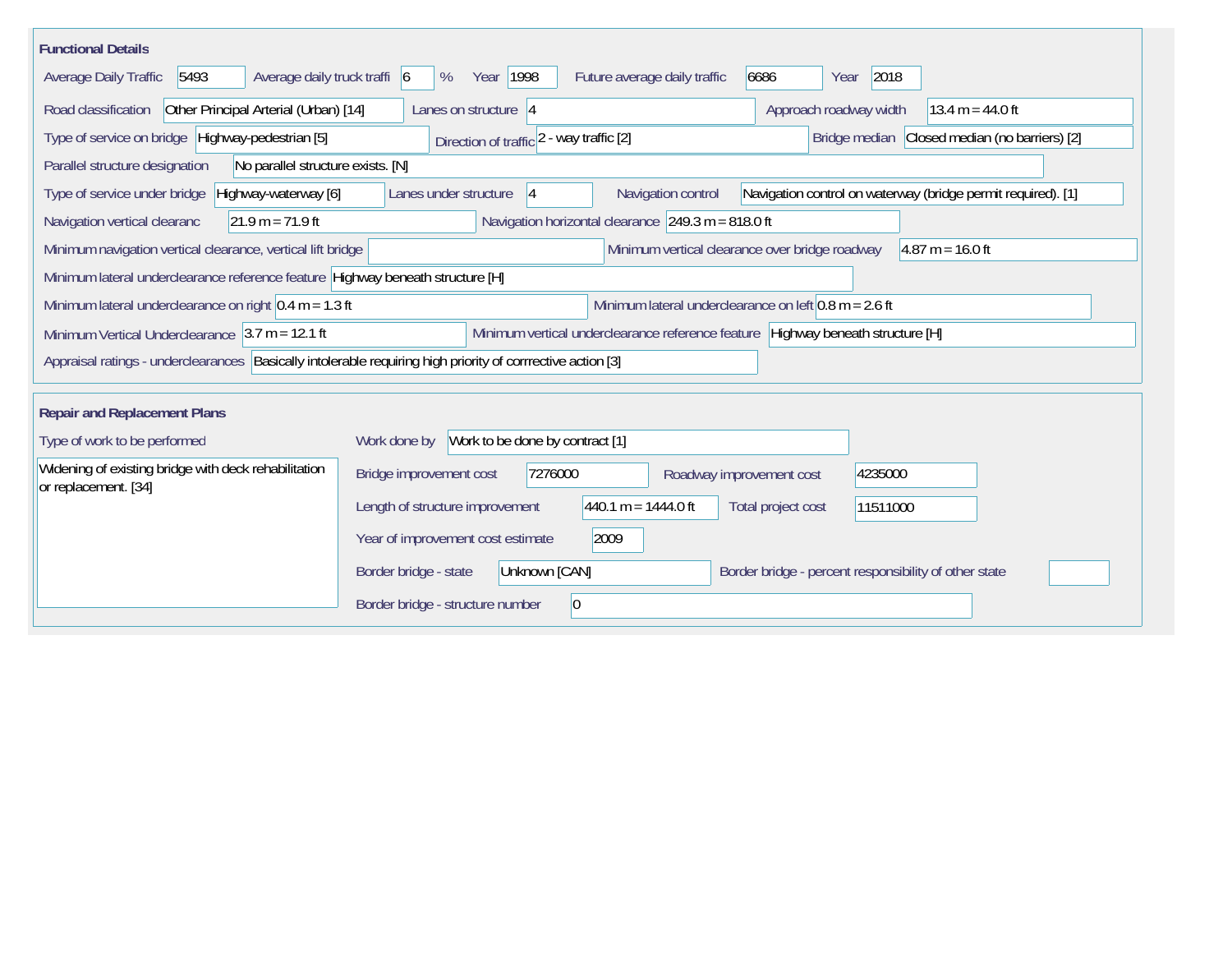## Functional Details

Average Daily Traffic: 5493
Average daily truck traffi: 6 %
Year: 1998
Future average daily traffic: 6686
Year: 2018

Road classification: Other Principal Arterial (Urban) [14]
Lanes on structure: 4
Approach roadway width: 13.4 m = 44.0 ft

Type of service on bridge: Highway-pedestrian [5]
Direction of traffic: 2 - way traffic [2]
Bridge median: Closed median (no barriers) [2]

Parallel structure designation: No parallel structure exists. [N]

Type of service under bridge: Highway-waterway [6]
Lanes under structure: 4
Navigation control: Navigation control on waterway (bridge permit required). [1]

Navigation vertical clearanc: 21.9 m = 71.9 ft
Navigation horizontal clearance: 249.3 m = 818.0 ft

Minimum navigation vertical clearance, vertical lift bridge:
Minimum vertical clearance over bridge roadway: 4.87 m = 16.0 ft

Minimum lateral underclearance reference feature: Highway beneath structure [H]

Minimum lateral underclearance on right: 0.4 m = 1.3 ft
Minimum lateral underclearance on left: 0.8 m = 2.6 ft

Minimum Vertical Underclearance: 3.7 m = 12.1 ft
Minimum vertical underclearance reference feature: Highway beneath structure [H]

Appraisal ratings - underclearances: Basically intolerable requiring high priority of corrrective action [3]

## Repair and Replacement Plans

Type of work to be performed: Widening of existing bridge with deck rehabilitation or replacement. [34]

Work done by: Work to be done by contract [1]

Bridge improvement cost: 7276000
Roadway improvement cost: 4235000

Length of structure improvement: 440.1 m = 1444.0 ft
Total project cost: 11511000

Year of improvement cost estimate: 2009

Border bridge - state: Unknown [CAN]
Border bridge - percent responsibility of other state:

Border bridge - structure number: 0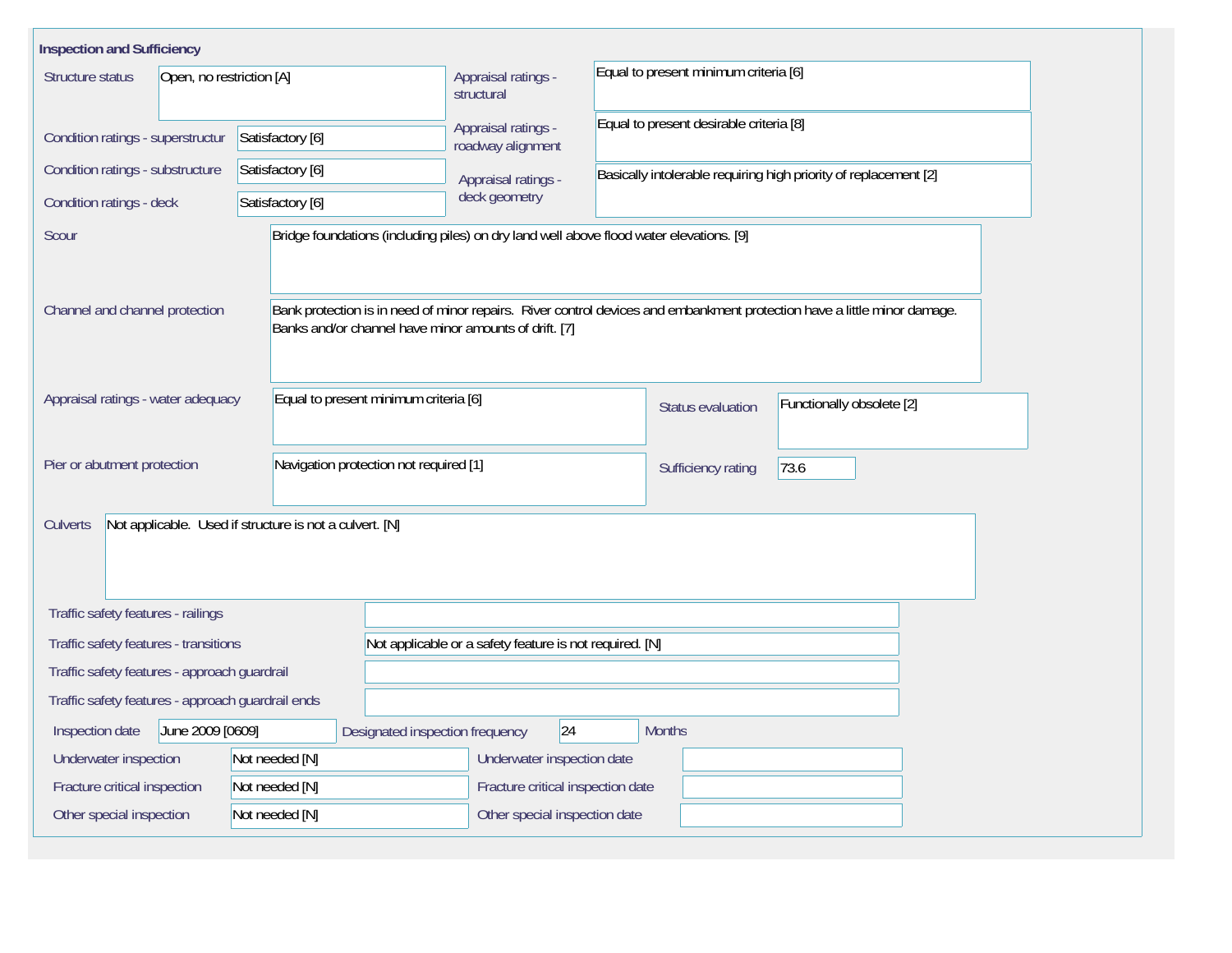## Inspection and Sufficiency

| Field | Value |
|---|---|
| Structure status | Open, no restriction [A] |
| Condition ratings - superstructur | Satisfactory [6] |
| Condition ratings - substructure | Satisfactory [6] |
| Condition ratings - deck | Satisfactory [6] |
| Appraisal ratings - structural | Equal to present minimum criteria [6] |
| Appraisal ratings - roadway alignment | Equal to present desirable criteria [8] |
| Appraisal ratings - deck geometry | Basically intolerable requiring high priority of replacement [2] |
| Scour | Bridge foundations (including piles) on dry land well above flood water elevations. [9] |
| Channel and channel protection | Bank protection is in need of minor repairs. River control devices and embankment protection have a little minor damage. Banks and/or channel have minor amounts of drift. [7] |
| Appraisal ratings - water adequacy | Equal to present minimum criteria [6] |
| Status evaluation | Functionally obsolete [2] |
| Pier or abutment protection | Navigation protection not required [1] |
| Sufficiency rating | 73.6 |
| Culverts | Not applicable. Used if structure is not a culvert. [N] |
| Traffic safety features - railings | |
| Traffic safety features - transitions | Not applicable or a safety feature is not required. [N] |
| Traffic safety features - approach guardrail | |
| Traffic safety features - approach guardrail ends | |
| Inspection date | June 2009 [0609] |
| Designated inspection frequency | 24 Months |
| Underwater inspection | Not needed [N] |
| Underwater inspection date | |
| Fracture critical inspection | Not needed [N] |
| Fracture critical inspection date | |
| Other special inspection | Not needed [N] |
| Other special inspection date | |